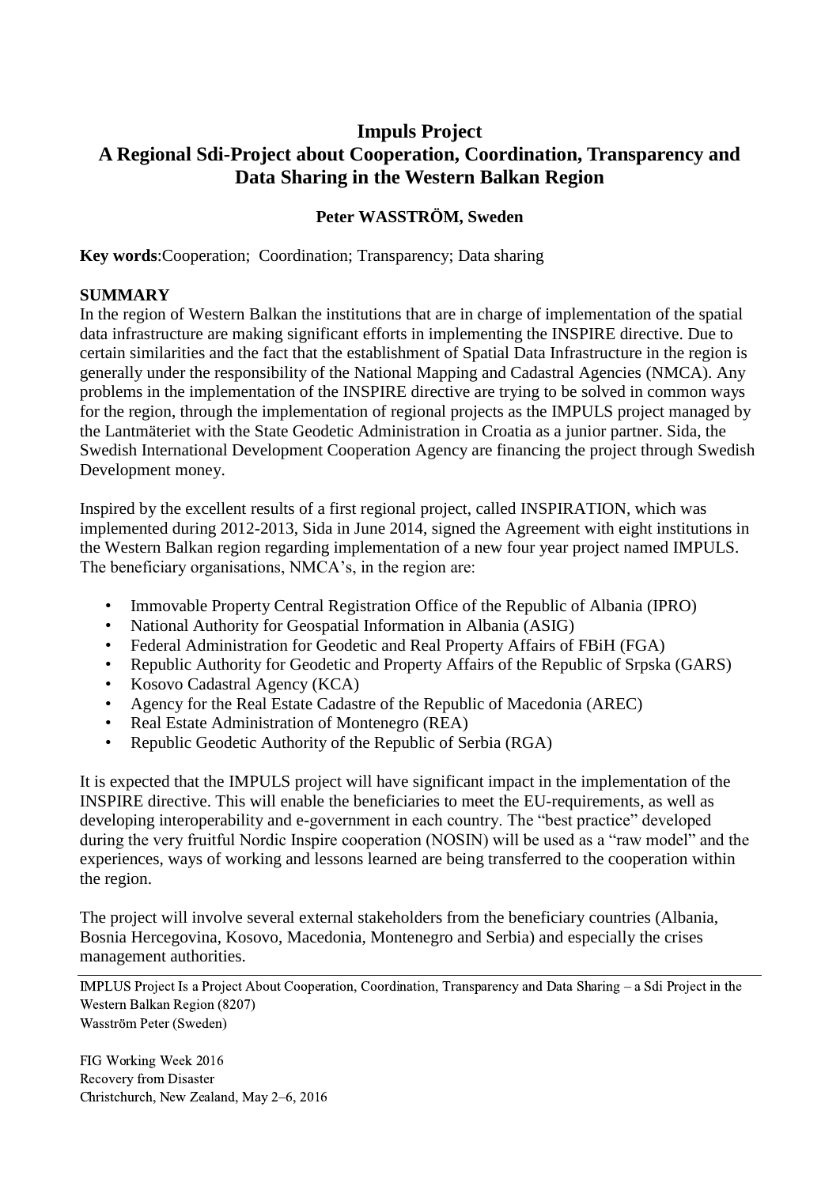# Impuls Project
# A Regional Sdi-Project about Cooperation, Coordination, Transparency and Data Sharing in the Western Balkan Region

**Peter WASSTRÖM, Sweden**

**Key words**:Cooperation; Coordination; Transparency; Data sharing

## SUMMARY

In the region of Western Balkan the institutions that are in charge of implementation of the spatial data infrastructure are making significant efforts in implementing the INSPIRE directive. Due to certain similarities and the fact that the establishment of Spatial Data Infrastructure in the region is generally under the responsibility of the National Mapping and Cadastral Agencies (NMCA). Any problems in the implementation of the INSPIRE directive are trying to be solved in common ways for the region, through the implementation of regional projects as the IMPULS project managed by the Lantmäteriet with the State Geodetic Administration in Croatia as a junior partner. Sida, the Swedish International Development Cooperation Agency are financing the project through Swedish Development money.

Inspired by the excellent results of a first regional project, called INSPIRATION, which was implemented during 2012-2013, Sida in June 2014, signed the Agreement with eight institutions in the Western Balkan region regarding implementation of a new four year project named IMPULS. The beneficiary organisations, NMCA's, in the region are:

- Immovable Property Central Registration Office of the Republic of Albania (IPRO)
- National Authority for Geospatial Information in Albania (ASIG)
- Federal Administration for Geodetic and Real Property Affairs of FBiH (FGA)
- Republic Authority for Geodetic and Property Affairs of the Republic of Srpska (GARS)
- Kosovo Cadastral Agency (KCA)
- Agency for the Real Estate Cadastre of the Republic of Macedonia (AREC)
- Real Estate Administration of Montenegro (REA)
- Republic Geodetic Authority of the Republic of Serbia (RGA)

It is expected that the IMPULS project will have significant impact in the implementation of the INSPIRE directive. This will enable the beneficiaries to meet the EU-requirements, as well as developing interoperability and e-government in each country. The "best practice" developed during the very fruitful Nordic Inspire cooperation (NOSIN) will be used as a "raw model" and the experiences, ways of working and lessons learned are being transferred to the cooperation within the region.

The project will involve several external stakeholders from the beneficiary countries (Albania, Bosnia Hercegovina, Kosovo, Macedonia, Montenegro and Serbia) and especially the crises management authorities.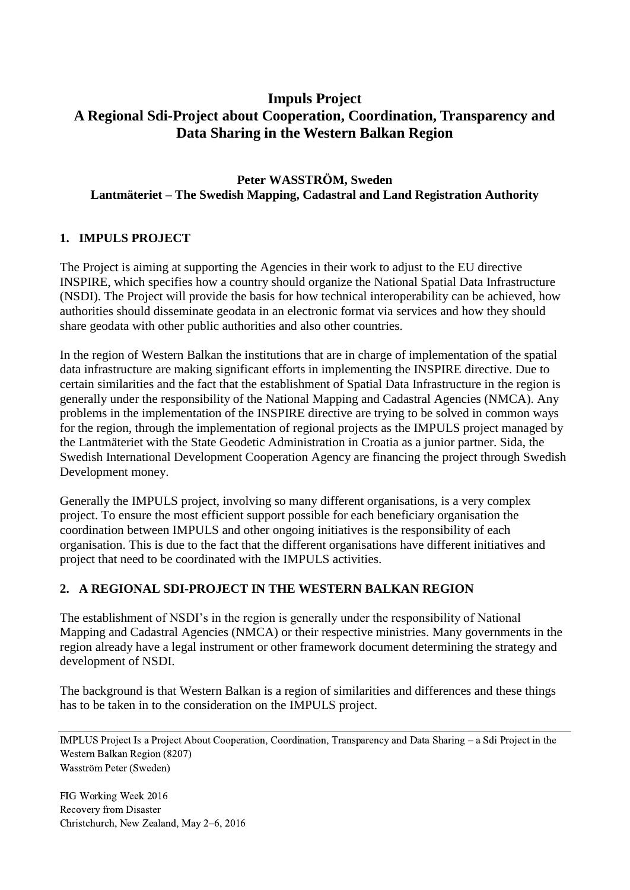# Impuls Project
# A Regional Sdi-Project about Cooperation, Coordination, Transparency and Data Sharing in the Western Balkan Region

**Peter WASSTRÖM, Sweden**
**Lantmäteriet – The Swedish Mapping, Cadastral and Land Registration Authority**

## 1. IMPULS PROJECT

The Project is aiming at supporting the Agencies in their work to adjust to the EU directive INSPIRE, which specifies how a country should organize the National Spatial Data Infrastructure (NSDI). The Project will provide the basis for how technical interoperability can be achieved, how authorities should disseminate geodata in an electronic format via services and how they should share geodata with other public authorities and also other countries.

In the region of Western Balkan the institutions that are in charge of implementation of the spatial data infrastructure are making significant efforts in implementing the INSPIRE directive. Due to certain similarities and the fact that the establishment of Spatial Data Infrastructure in the region is generally under the responsibility of the National Mapping and Cadastral Agencies (NMCA). Any problems in the implementation of the INSPIRE directive are trying to be solved in common ways for the region, through the implementation of regional projects as the IMPULS project managed by the Lantmäteriet with the State Geodetic Administration in Croatia as a junior partner. Sida, the Swedish International Development Cooperation Agency are financing the project through Swedish Development money.

Generally the IMPULS project, involving so many different organisations, is a very complex project. To ensure the most efficient support possible for each beneficiary organisation the coordination between IMPULS and other ongoing initiatives is the responsibility of each organisation. This is due to the fact that the different organisations have different initiatives and project that need to be coordinated with the IMPULS activities.

## 2. A REGIONAL SDI-PROJECT IN THE WESTERN BALKAN REGION

The establishment of NSDI's in the region is generally under the responsibility of National Mapping and Cadastral Agencies (NMCA) or their respective ministries. Many governments in the region already have a legal instrument or other framework document determining the strategy and development of NSDI.

The background is that Western Balkan is a region of similarities and differences and these things has to be taken in to the consideration on the IMPULS project.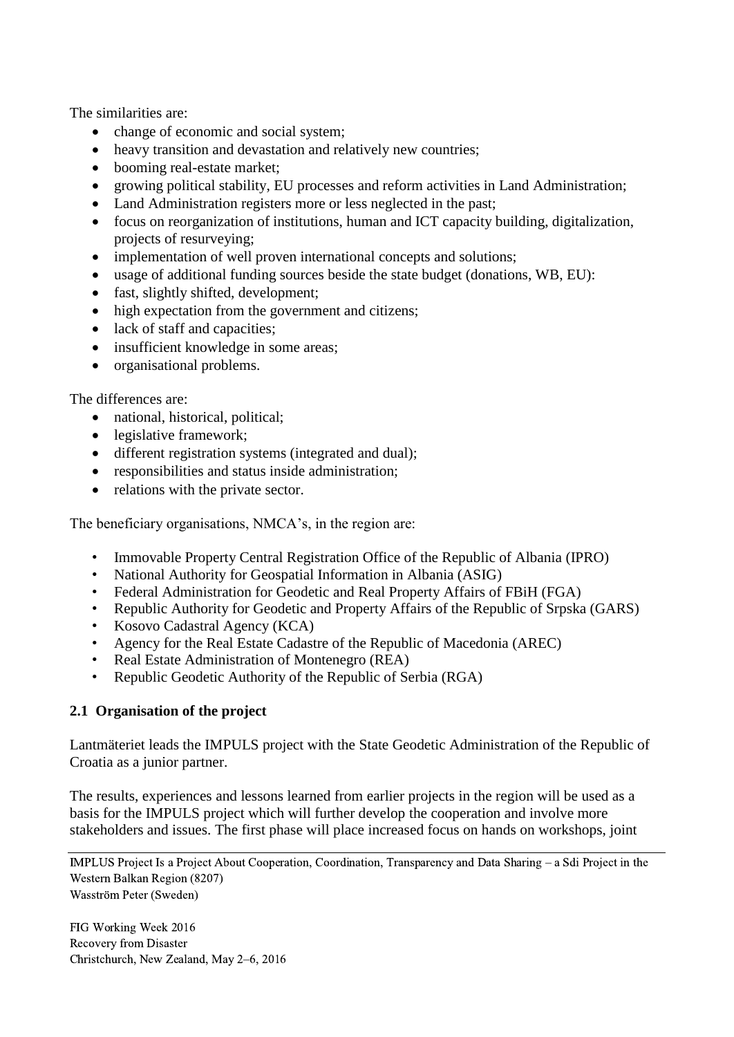The similarities are:

- change of economic and social system;
- heavy transition and devastation and relatively new countries;
- booming real-estate market;
- growing political stability, EU processes and reform activities in Land Administration;
- Land Administration registers more or less neglected in the past;
- focus on reorganization of institutions, human and ICT capacity building, digitalization, projects of resurveying;
- implementation of well proven international concepts and solutions;
- usage of additional funding sources beside the state budget (donations, WB, EU):
- fast, slightly shifted, development;
- high expectation from the government and citizens;
- lack of staff and capacities;
- insufficient knowledge in some areas;
- organisational problems.

The differences are:

- national, historical, political;
- legislative framework;
- different registration systems (integrated and dual);
- responsibilities and status inside administration;
- relations with the private sector.

The beneficiary organisations, NMCA's, in the region are:

- Immovable Property Central Registration Office of the Republic of Albania (IPRO)
- National Authority for Geospatial Information in Albania (ASIG)
- Federal Administration for Geodetic and Real Property Affairs of FBiH (FGA)
- Republic Authority for Geodetic and Property Affairs of the Republic of Srpska (GARS)
- Kosovo Cadastral Agency (KCA)
- Agency for the Real Estate Cadastre of the Republic of Macedonia (AREC)
- Real Estate Administration of Montenegro (REA)
- Republic Geodetic Authority of the Republic of Serbia (RGA)

## 2.1 Organisation of the project

Lantmäteriet leads the IMPULS project with the State Geodetic Administration of the Republic of Croatia as a junior partner.

The results, experiences and lessons learned from earlier projects in the region will be used as a basis for the IMPULS project which will further develop the cooperation and involve more stakeholders and issues. The first phase will place increased focus on hands on workshops, joint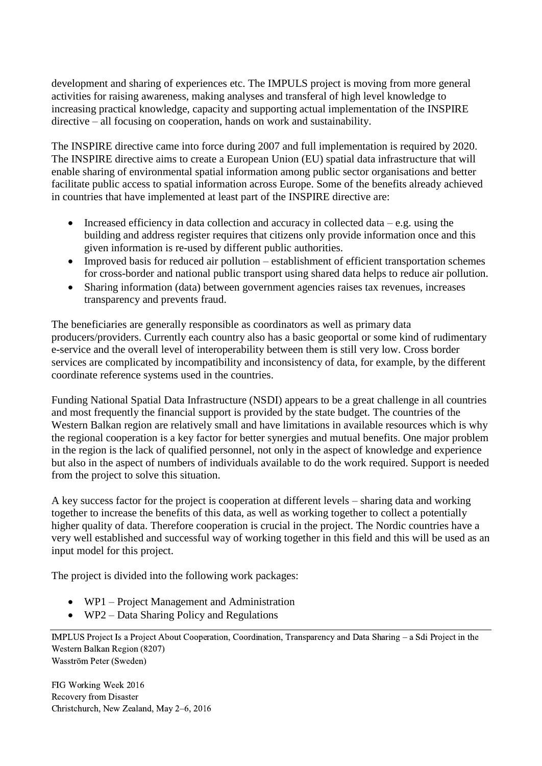development and sharing of experiences etc. The IMPULS project is moving from more general activities for raising awareness, making analyses and transferal of high level knowledge to increasing practical knowledge, capacity and supporting actual implementation of the INSPIRE directive – all focusing on cooperation, hands on work and sustainability.

The INSPIRE directive came into force during 2007 and full implementation is required by 2020. The INSPIRE directive aims to create a European Union (EU) spatial data infrastructure that will enable sharing of environmental spatial information among public sector organisations and better facilitate public access to spatial information across Europe. Some of the benefits already achieved in countries that have implemented at least part of the INSPIRE directive are:

- Increased efficiency in data collection and accuracy in collected data – e.g. using the building and address register requires that citizens only provide information once and this given information is re-used by different public authorities.
- Improved basis for reduced air pollution – establishment of efficient transportation schemes for cross-border and national public transport using shared data helps to reduce air pollution.
- Sharing information (data) between government agencies raises tax revenues, increases transparency and prevents fraud.

The beneficiaries are generally responsible as coordinators as well as primary data producers/providers. Currently each country also has a basic geoportal or some kind of rudimentary e-service and the overall level of interoperability between them is still very low. Cross border services are complicated by incompatibility and inconsistency of data, for example, by the different coordinate reference systems used in the countries.

Funding National Spatial Data Infrastructure (NSDI) appears to be a great challenge in all countries and most frequently the financial support is provided by the state budget. The countries of the Western Balkan region are relatively small and have limitations in available resources which is why the regional cooperation is a key factor for better synergies and mutual benefits. One major problem in the region is the lack of qualified personnel, not only in the aspect of knowledge and experience but also in the aspect of numbers of individuals available to do the work required. Support is needed from the project to solve this situation.

A key success factor for the project is cooperation at different levels – sharing data and working together to increase the benefits of this data, as well as working together to collect a potentially higher quality of data. Therefore cooperation is crucial in the project. The Nordic countries have a very well established and successful way of working together in this field and this will be used as an input model for this project.

The project is divided into the following work packages:

- WP1 – Project Management and Administration
- WP2 – Data Sharing Policy and Regulations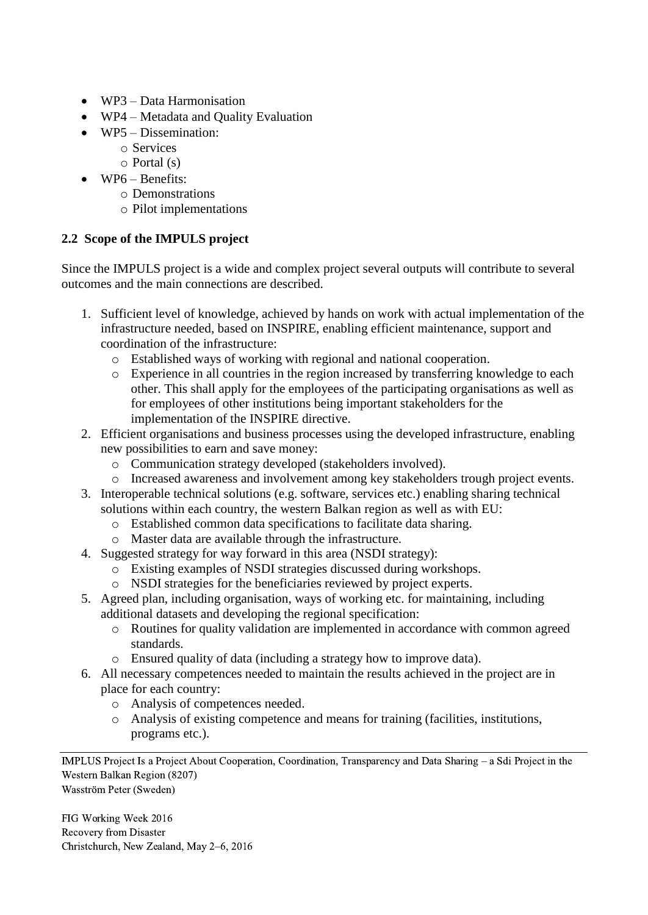- WP3 – Data Harmonisation
- WP4 – Metadata and Quality Evaluation
- WP5 – Dissemination:
  - Services
  - Portal (s)
- WP6 – Benefits:
  - Demonstrations
  - Pilot implementations

### 2.2 Scope of the IMPULS project

Since the IMPULS project is a wide and complex project several outputs will contribute to several outcomes and the main connections are described.

1. Sufficient level of knowledge, achieved by hands on work with actual implementation of the infrastructure needed, based on INSPIRE, enabling efficient maintenance, support and coordination of the infrastructure:
   - Established ways of working with regional and national cooperation.
   - Experience in all countries in the region increased by transferring knowledge to each other. This shall apply for the employees of the participating organisations as well as for employees of other institutions being important stakeholders for the implementation of the INSPIRE directive.
2. Efficient organisations and business processes using the developed infrastructure, enabling new possibilities to earn and save money:
   - Communication strategy developed (stakeholders involved).
   - Increased awareness and involvement among key stakeholders trough project events.
3. Interoperable technical solutions (e.g. software, services etc.) enabling sharing technical solutions within each country, the western Balkan region as well as with EU:
   - Established common data specifications to facilitate data sharing.
   - Master data are available through the infrastructure.
4. Suggested strategy for way forward in this area (NSDI strategy):
   - Existing examples of NSDI strategies discussed during workshops.
   - NSDI strategies for the beneficiaries reviewed by project experts.
5. Agreed plan, including organisation, ways of working etc. for maintaining, including additional datasets and developing the regional specification:
   - Routines for quality validation are implemented in accordance with common agreed standards.
   - Ensured quality of data (including a strategy how to improve data).
6. All necessary competences needed to maintain the results achieved in the project are in place for each country:
   - Analysis of competences needed.
   - Analysis of existing competence and means for training (facilities, institutions, programs etc.).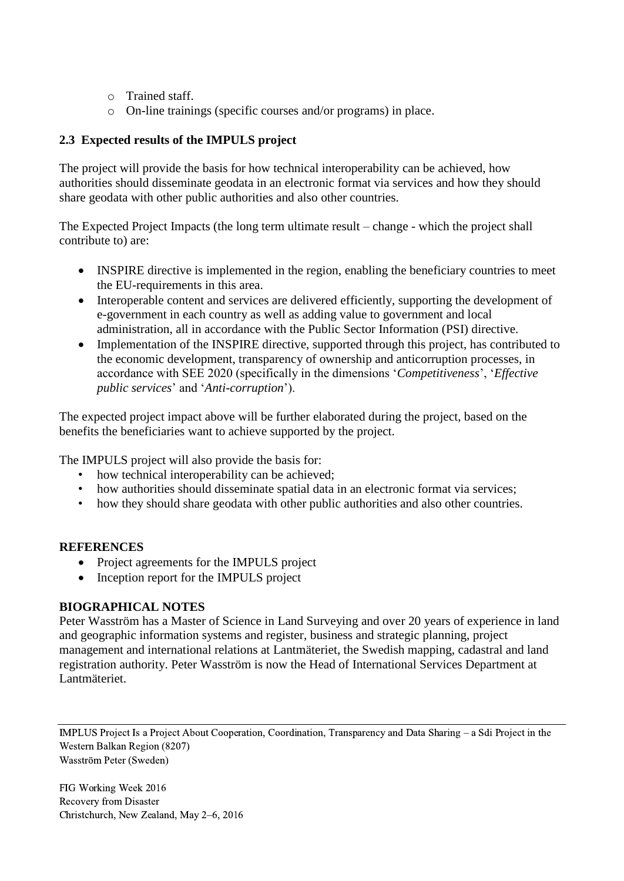- Trained staff.
- On-line trainings (specific courses and/or programs) in place.

### 2.3 Expected results of the IMPULS project

The project will provide the basis for how technical interoperability can be achieved, how authorities should disseminate geodata in an electronic format via services and how they should share geodata with other public authorities and also other countries.

The Expected Project Impacts (the long term ultimate result – change - which the project shall contribute to) are:

- INSPIRE directive is implemented in the region, enabling the beneficiary countries to meet the EU-requirements in this area.
- Interoperable content and services are delivered efficiently, supporting the development of e-government in each country as well as adding value to government and local administration, all in accordance with the Public Sector Information (PSI) directive.
- Implementation of the INSPIRE directive, supported through this project, has contributed to the economic development, transparency of ownership and anticorruption processes, in accordance with SEE 2020 (specifically in the dimensions '*Competitiveness*', '*Effective public services*' and '*Anti-corruption*').

The expected project impact above will be further elaborated during the project, based on the benefits the beneficiaries want to achieve supported by the project.

The IMPULS project will also provide the basis for:

- how technical interoperability can be achieved;
- how authorities should disseminate spatial data in an electronic format via services;
- how they should share geodata with other public authorities and also other countries.

## REFERENCES

- Project agreements for the IMPULS project
- Inception report for the IMPULS project

## BIOGRAPHICAL NOTES

Peter Wasström has a Master of Science in Land Surveying and over 20 years of experience in land and geographic information systems and register, business and strategic planning, project management and international relations at Lantmäteriet, the Swedish mapping, cadastral and land registration authority. Peter Wasström is now the Head of International Services Department at Lantmäteriet.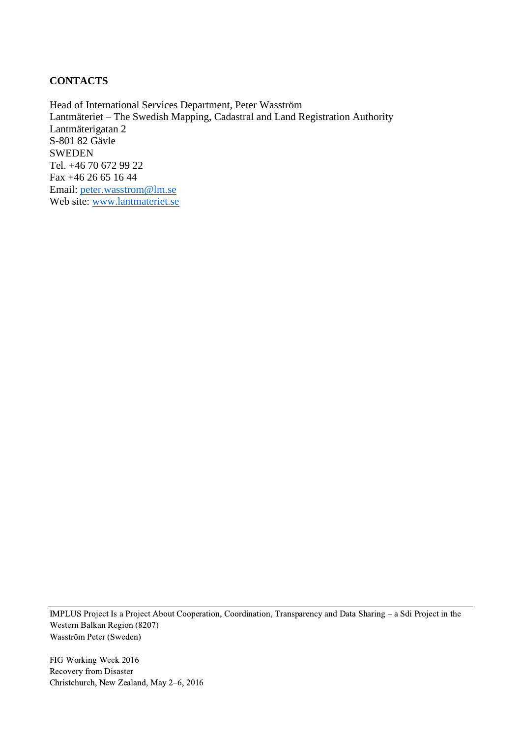## CONTACTS

Head of International Services Department, Peter Wasström
Lantmäteriet – The Swedish Mapping, Cadastral and Land Registration Authority
Lantmäterigatan 2
S-801 82 Gävle
SWEDEN
Tel. +46 70 672 99 22
Fax +46 26 65 16 44
Email: peter.wasstrom@lm.se
Web site: www.lantmateriet.se